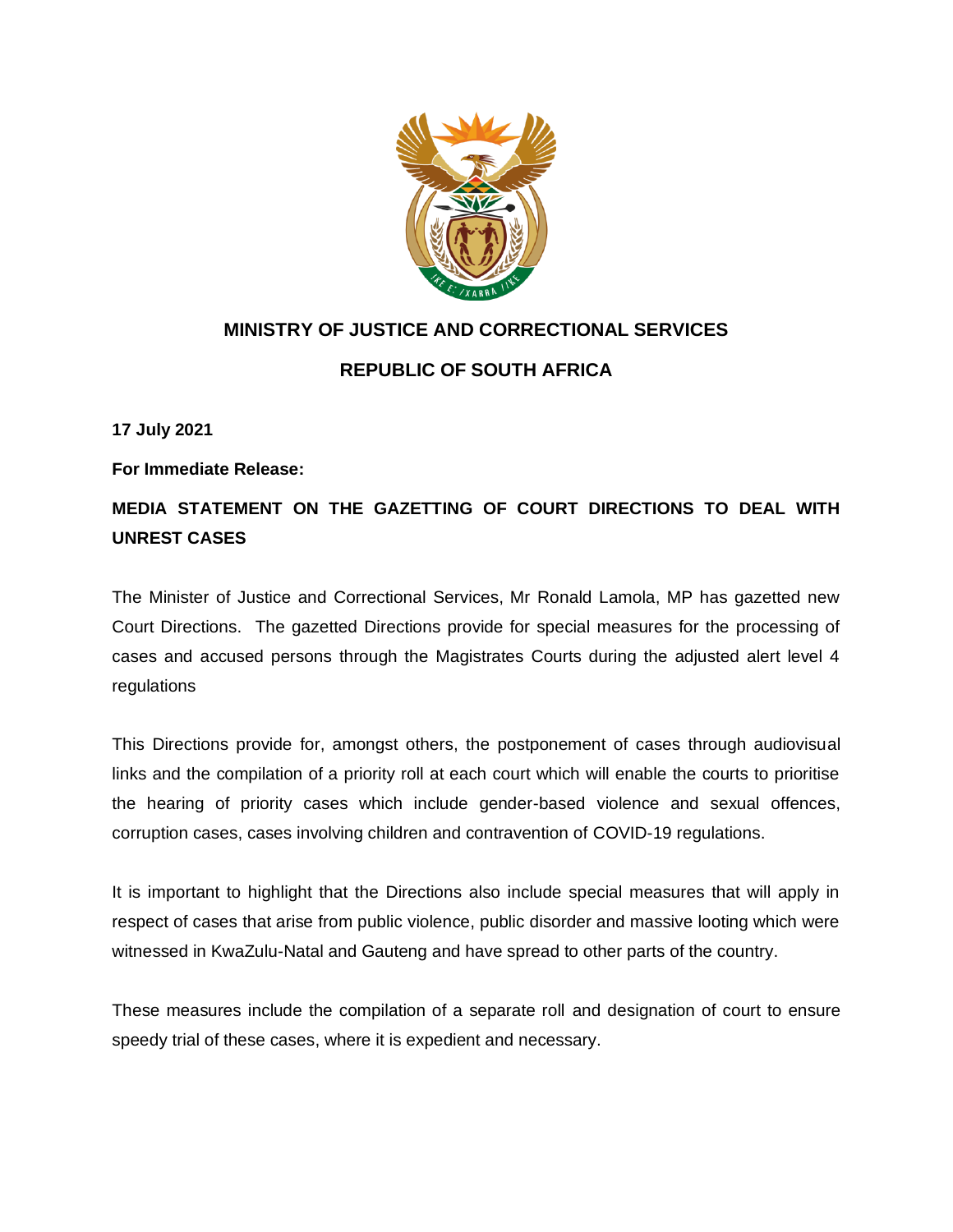**MINISTRY OF JUSTICE AND CORRECTIONAL SERVICES**

**REPUBLIC OF SOUTH AFRICA**

**17 July 2021**

**For Immediate Release:**

**MEDIA STATEMENT ON THE GAZETTING OF COURT DIRECTIONS TO DEAL WITH UNREST CASES**

The Minister of Justice and Correctional Services, Mr Ronald Lamola, MP has gazetted new Court Directions. The gazetted Directions provide for special measures for the processing of cases and accused persons through the Magistrates Courts during the adjusted alert level 4 regulations

This Directions provide for, amongst others, the postponement of cases through audiovisual links and the compilation of a priority roll at each court which will enable the courts to prioritise the hearing of priority cases which include gender-based violence and sexual offences, corruption cases, cases involving children and contravention of COVID-19 regulations.

It is important to highlight that the Directions also include special measures that will apply in respect of cases that arise from public violence, public disorder and massive looting which were witnessed in KwaZulu-Natal and Gauteng and have spread to other parts of the country.

These measures include the compilation of a separate roll and designation of court to ensure speedy trial of these cases, where it is expedient and necessary.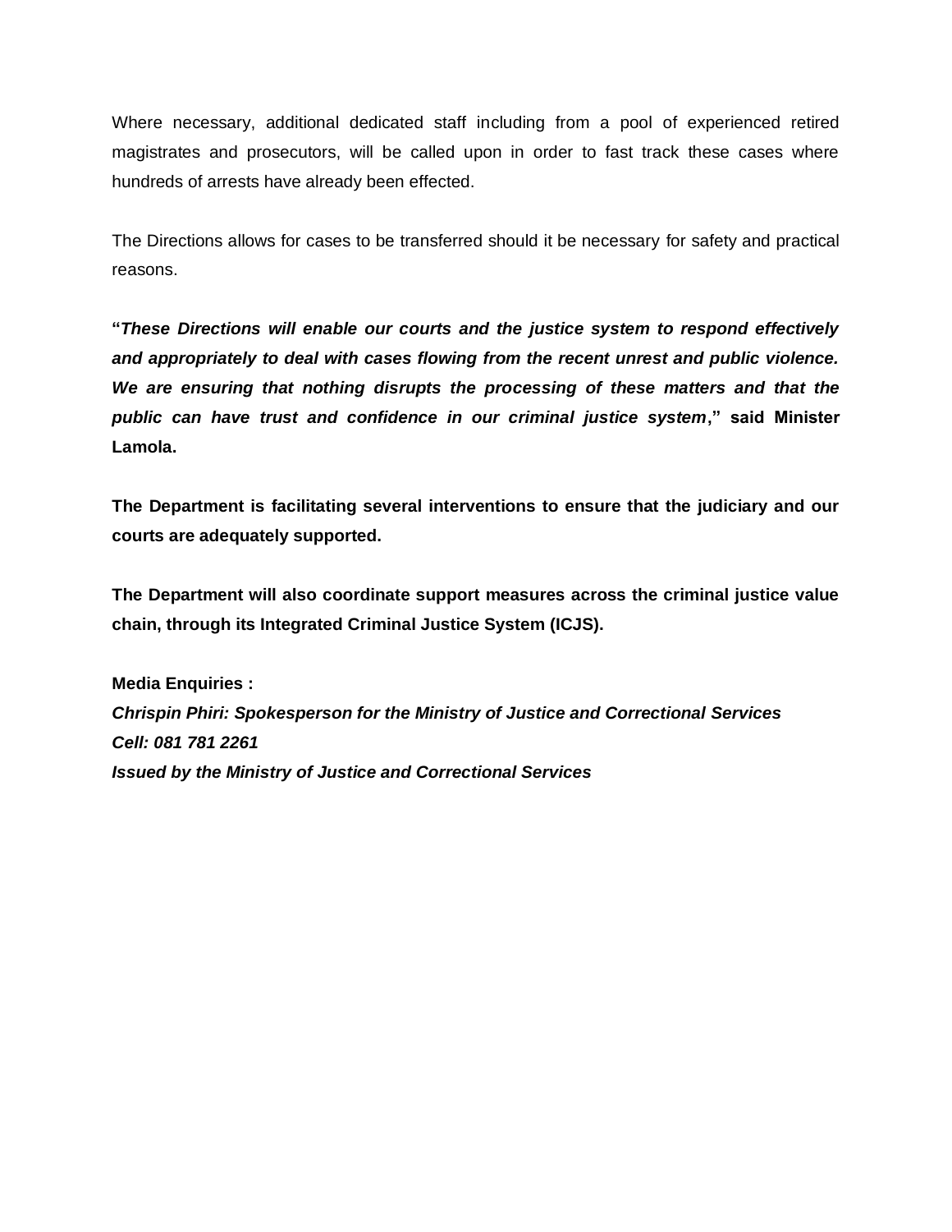Where necessary, additional dedicated staff including from a pool of experienced retired magistrates and prosecutors, will be called upon in order to fast track these cases where hundreds of arrests have already been effected.

The Directions allows for cases to be transferred should it be necessary for safety and practical reasons.

**"*These Directions will enable our courts and the justice system to respond effectively and appropriately to deal with cases flowing from the recent unrest and public violence. We are ensuring that nothing disrupts the processing of these matters and that the public can have trust and confidence in our criminal justice system*," said Minister Lamola.**

**The Department is facilitating several interventions to ensure that the judiciary and our courts are adequately supported.**

**The Department will also coordinate support measures across the criminal justice value chain, through its Integrated Criminal Justice System (ICJS).**

**Media Enquiries :**
***Chrispin Phiri: Spokesperson for the Ministry of Justice and Correctional Services***
***Cell: 081 781 2261***
***Issued by the Ministry of Justice and Correctional Services***